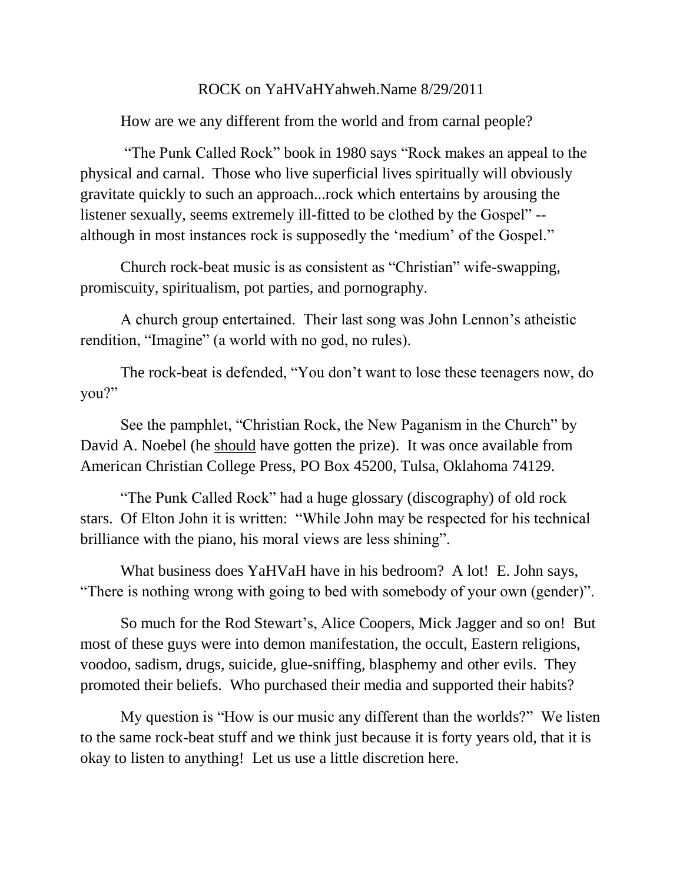# ROCK on YaHVaHYahweh.Name 8/29/2011

How are we any different from the world and from carnal people?

"The Punk Called Rock" book in 1980 says "Rock makes an appeal to the physical and carnal. Those who live superficial lives spiritually will obviously gravitate quickly to such an approach...rock which entertains by arousing the listener sexually, seems extremely ill-fitted to be clothed by the Gospel" -- although in most instances rock is supposedly the 'medium' of the Gospel."

Church rock-beat music is as consistent as "Christian" wife-swapping, promiscuity, spiritualism, pot parties, and pornography.

A church group entertained. Their last song was John Lennon's atheistic rendition, "Imagine" (a world with no god, no rules).

The rock-beat is defended, "You don't want to lose these teenagers now, do you?"

See the pamphlet, "Christian Rock, the New Paganism in the Church" by David A. Noebel (he <u>should</u> have gotten the prize). It was once available from American Christian College Press, PO Box 45200, Tulsa, Oklahoma 74129.

"The Punk Called Rock" had a huge glossary (discography) of old rock stars. Of Elton John it is written: "While John may be respected for his technical brilliance with the piano, his moral views are less shining".

What business does YaHVaH have in his bedroom? A lot! E. John says, "There is nothing wrong with going to bed with somebody of your own (gender)".

So much for the Rod Stewart's, Alice Coopers, Mick Jagger and so on! But most of these guys were into demon manifestation, the occult, Eastern religions, voodoo, sadism, drugs, suicide, glue-sniffing, blasphemy and other evils. They promoted their beliefs. Who purchased their media and supported their habits?

My question is "How is our music any different than the worlds?" We listen to the same rock-beat stuff and we think just because it is forty years old, that it is okay to listen to anything! Let us use a little discretion here.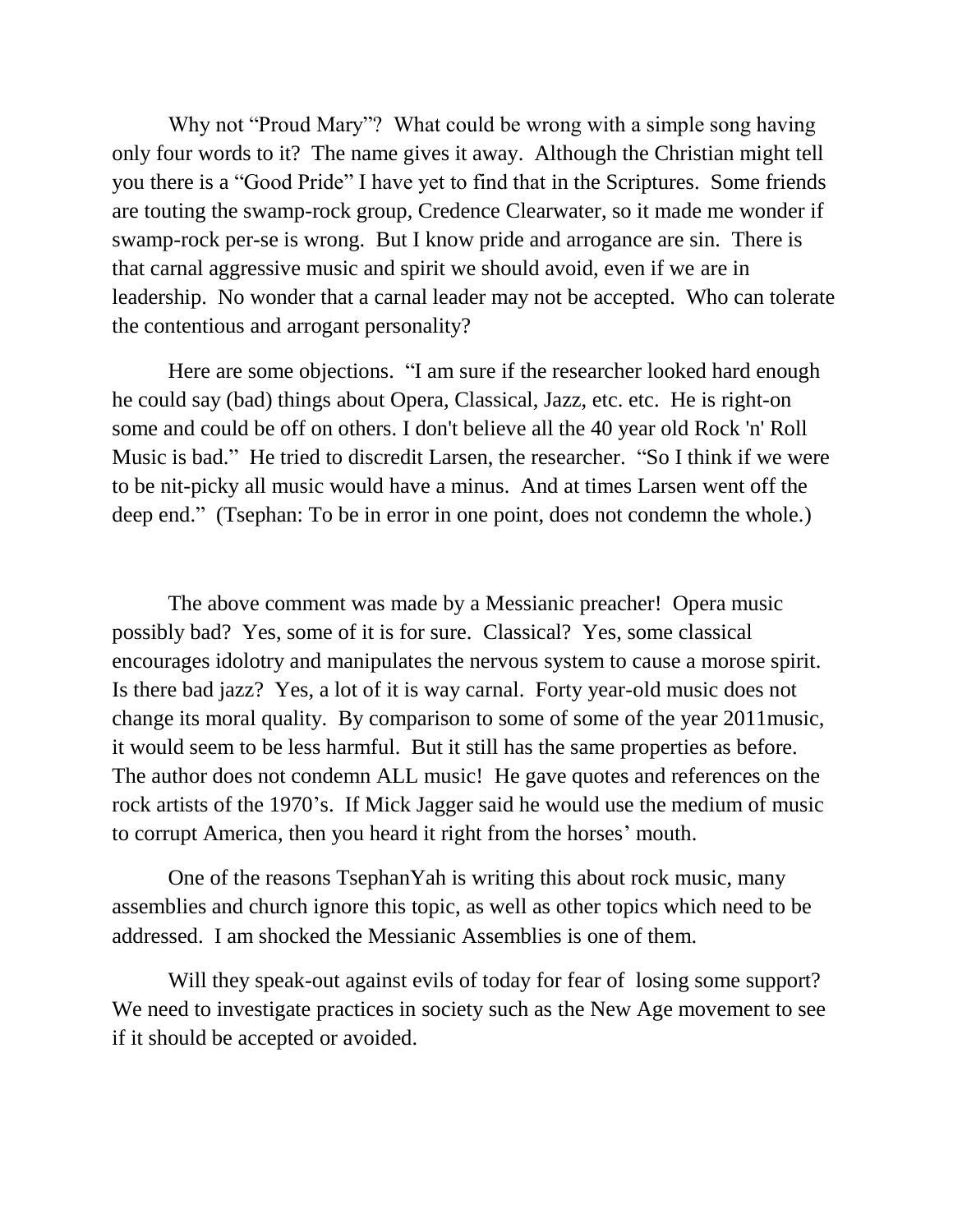Why not "Proud Mary"? What could be wrong with a simple song having only four words to it? The name gives it away. Although the Christian might tell you there is a "Good Pride" I have yet to find that in the Scriptures. Some friends are touting the swamp-rock group, Credence Clearwater, so it made me wonder if swamp-rock per-se is wrong. But I know pride and arrogance are sin. There is that carnal aggressive music and spirit we should avoid, even if we are in leadership. No wonder that a carnal leader may not be accepted. Who can tolerate the contentious and arrogant personality?

Here are some objections. "I am sure if the researcher looked hard enough he could say (bad) things about Opera, Classical, Jazz, etc. etc. He is right-on some and could be off on others. I don't believe all the 40 year old Rock 'n' Roll Music is bad." He tried to discredit Larsen, the researcher. "So I think if we were to be nit-picky all music would have a minus. And at times Larsen went off the deep end." (Tsephan: To be in error in one point, does not condemn the whole.)

The above comment was made by a Messianic preacher! Opera music possibly bad? Yes, some of it is for sure. Classical? Yes, some classical encourages idolotry and manipulates the nervous system to cause a morose spirit. Is there bad jazz? Yes, a lot of it is way carnal. Forty year-old music does not change its moral quality. By comparison to some of some of the year 2011music, it would seem to be less harmful. But it still has the same properties as before. The author does not condemn ALL music! He gave quotes and references on the rock artists of the 1970's. If Mick Jagger said he would use the medium of music to corrupt America, then you heard it right from the horses' mouth.

One of the reasons TsephanYah is writing this about rock music, many assemblies and church ignore this topic, as well as other topics which need to be addressed. I am shocked the Messianic Assemblies is one of them.

Will they speak-out against evils of today for fear of losing some support? We need to investigate practices in society such as the New Age movement to see if it should be accepted or avoided.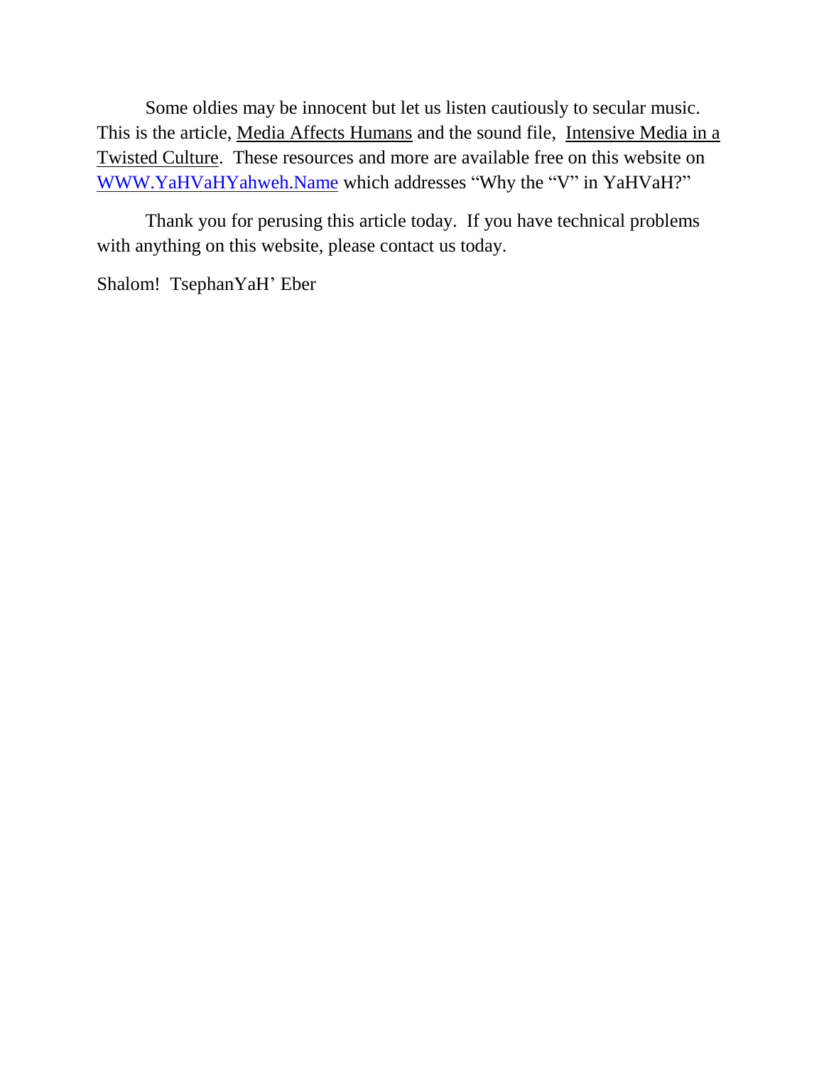Some oldies may be innocent but let us listen cautiously to secular music. This is the article, <u>Media Affects Humans</u> and the sound file, <u>Intensive Media in a Twisted Culture</u>. These resources and more are available free on this website on [WWW.YaHVaHYahweh.Name](http://WWW.YaHVaHYahweh.Name) which addresses "Why the "V" in YaHVaH?"

Thank you for perusing this article today. If you have technical problems with anything on this website, please contact us today.

Shalom! TsephanYaH' Eber